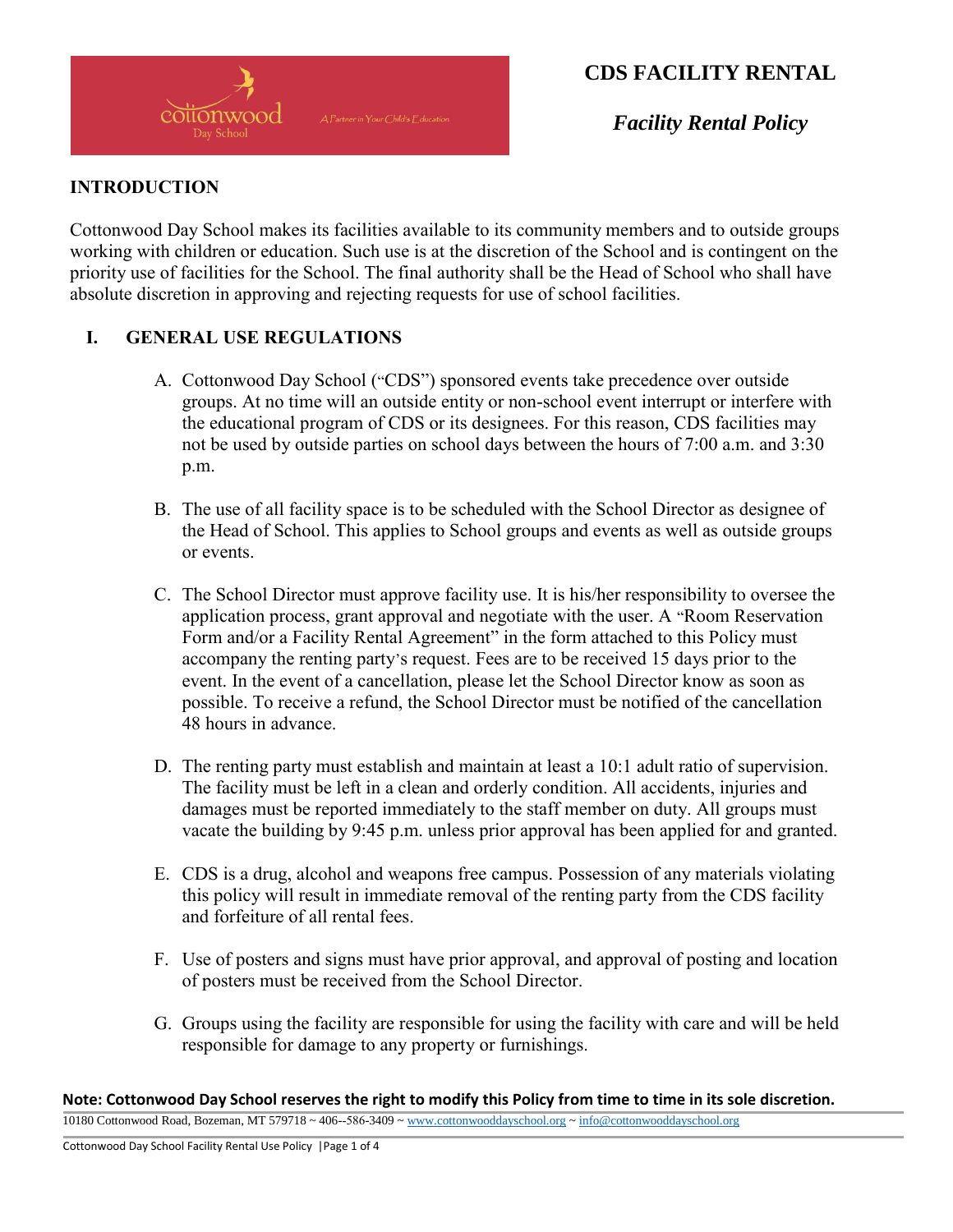# CDS FACILITY RENTAL

## *Facility Rental Policy*

## INTRODUCTION

Cottonwood Day School makes its facilities available to its community members and to outside groups working with children or education. Such use is at the discretion of the School and is contingent on the priority use of facilities for the School. The final authority shall be the Head of School who shall have absolute discretion in approving and rejecting requests for use of school facilities.

## I. GENERAL USE REGULATIONS

A. Cottonwood Day School ("CDS") sponsored events take precedence over outside groups. At no time will an outside entity or non-school event interrupt or interfere with the educational program of CDS or its designees. For this reason, CDS facilities may not be used by outside parties on school days between the hours of 7:00 a.m. and 3:30 p.m.

B. The use of all facility space is to be scheduled with the School Director as designee of the Head of School. This applies to School groups and events as well as outside groups or events.

C. The School Director must approve facility use. It is his/her responsibility to oversee the application process, grant approval and negotiate with the user. A "Room Reservation Form and/or a Facility Rental Agreement" in the form attached to this Policy must accompany the renting party's request. Fees are to be received 15 days prior to the event. In the event of a cancellation, please let the School Director know as soon as possible. To receive a refund, the School Director must be notified of the cancellation 48 hours in advance.

D. The renting party must establish and maintain at least a 10:1 adult ratio of supervision. The facility must be left in a clean and orderly condition. All accidents, injuries and damages must be reported immediately to the staff member on duty. All groups must vacate the building by 9:45 p.m. unless prior approval has been applied for and granted.

E. CDS is a drug, alcohol and weapons free campus. Possession of any materials violating this policy will result in immediate removal of the renting party from the CDS facility and forfeiture of all rental fees.

F. Use of posters and signs must have prior approval, and approval of posting and location of posters must be received from the School Director.

G. Groups using the facility are responsible for using the facility with care and will be held responsible for damage to any property or furnishings.

**Note: Cottonwood Day School reserves the right to modify this Policy from time to time in its sole discretion.**

10180 Cottonwood Road, Bozeman, MT 579718 ~ 406--586-3409 ~ www.cottonwooddayschool.org ~ info@cottonwooddayschool.org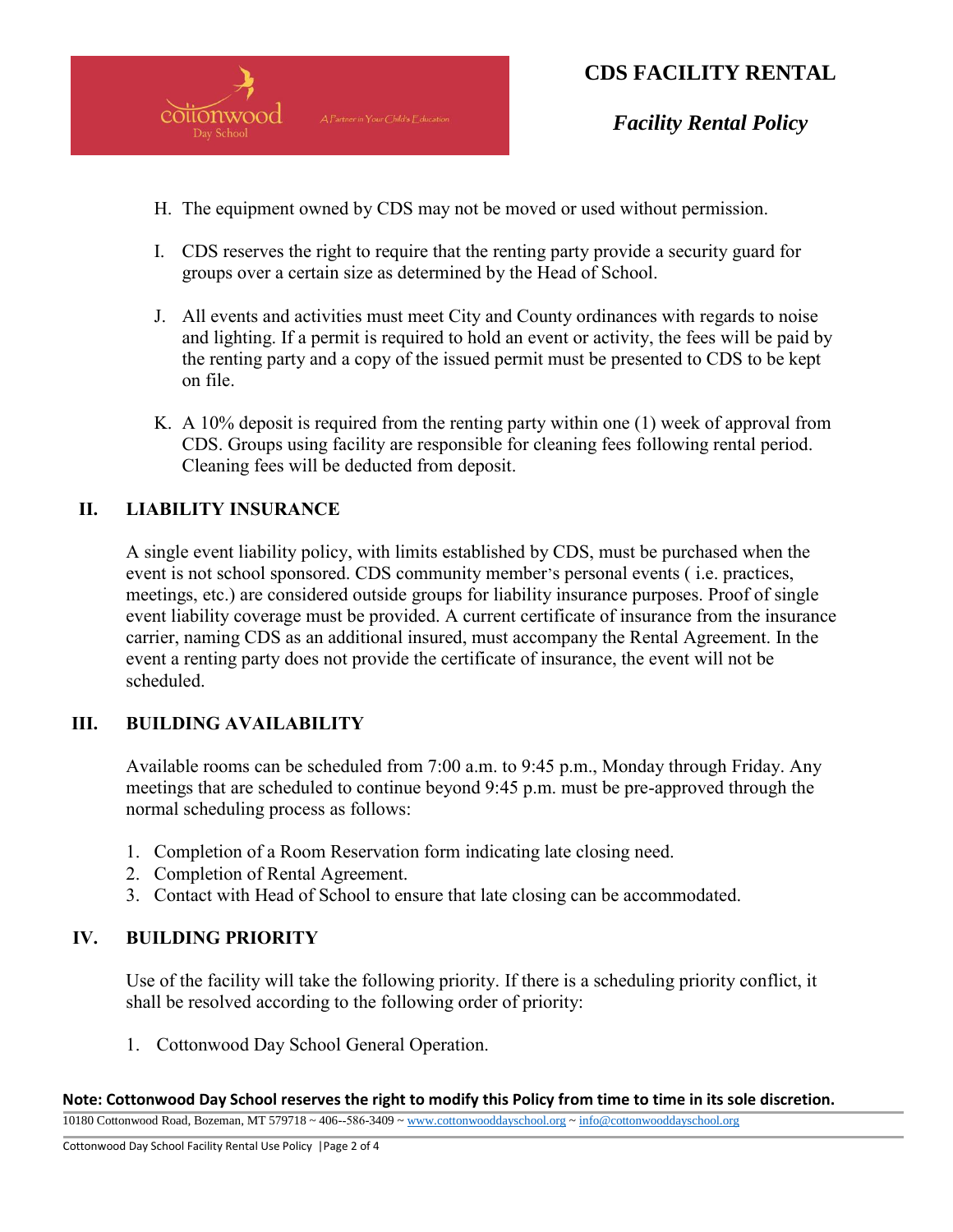H. The equipment owned by CDS may not be moved or used without permission.

I. CDS reserves the right to require that the renting party provide a security guard for groups over a certain size as determined by the Head of School.

J. All events and activities must meet City and County ordinances with regards to noise and lighting. If a permit is required to hold an event or activity, the fees will be paid by the renting party and a copy of the issued permit must be presented to CDS to be kept on file.

K. A 10% deposit is required from the renting party within one (1) week of approval from CDS. Groups using facility are responsible for cleaning fees following rental period. Cleaning fees will be deducted from deposit.

## II. LIABILITY INSURANCE

A single event liability policy, with limits established by CDS, must be purchased when the event is not school sponsored. CDS community member's personal events ( i.e. practices, meetings, etc.) are considered outside groups for liability insurance purposes. Proof of single event liability coverage must be provided. A current certificate of insurance from the insurance carrier, naming CDS as an additional insured, must accompany the Rental Agreement. In the event a renting party does not provide the certificate of insurance, the event will not be scheduled.

## III. BUILDING AVAILABILITY

Available rooms can be scheduled from 7:00 a.m. to 9:45 p.m., Monday through Friday. Any meetings that are scheduled to continue beyond 9:45 p.m. must be pre-approved through the normal scheduling process as follows:

1. Completion of a Room Reservation form indicating late closing need.
2. Completion of Rental Agreement.
3. Contact with Head of School to ensure that late closing can be accommodated.

## IV. BUILDING PRIORITY

Use of the facility will take the following priority. If there is a scheduling priority conflict, it shall be resolved according to the following order of priority:

1. Cottonwood Day School General Operation.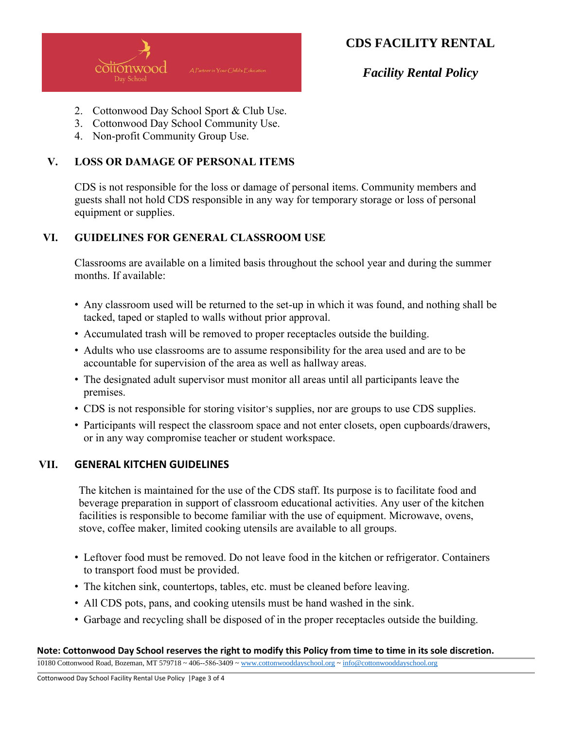2. Cottonwood Day School Sport & Club Use.
3. Cottonwood Day School Community Use.
4. Non-profit Community Group Use.

## V. LOSS OR DAMAGE OF PERSONAL ITEMS

CDS is not responsible for the loss or damage of personal items. Community members and guests shall not hold CDS responsible in any way for temporary storage or loss of personal equipment or supplies.

## VI. GUIDELINES FOR GENERAL CLASSROOM USE

Classrooms are available on a limited basis throughout the school year and during the summer months. If available:

- Any classroom used will be returned to the set-up in which it was found, and nothing shall be tacked, taped or stapled to walls without prior approval.
- Accumulated trash will be removed to proper receptacles outside the building.
- Adults who use classrooms are to assume responsibility for the area used and are to be accountable for supervision of the area as well as hallway areas.
- The designated adult supervisor must monitor all areas until all participants leave the premises.
- CDS is not responsible for storing visitor's supplies, nor are groups to use CDS supplies.
- Participants will respect the classroom space and not enter closets, open cupboards/drawers, or in any way compromise teacher or student workspace.

## VII. GENERAL KITCHEN GUIDELINES

The kitchen is maintained for the use of the CDS staff. Its purpose is to facilitate food and beverage preparation in support of classroom educational activities. Any user of the kitchen facilities is responsible to become familiar with the use of equipment. Microwave, ovens, stove, coffee maker, limited cooking utensils are available to all groups.

- Leftover food must be removed. Do not leave food in the kitchen or refrigerator. Containers to transport food must be provided.
- The kitchen sink, countertops, tables, etc. must be cleaned before leaving.
- All CDS pots, pans, and cooking utensils must be hand washed in the sink.
- Garbage and recycling shall be disposed of in the proper receptacles outside the building.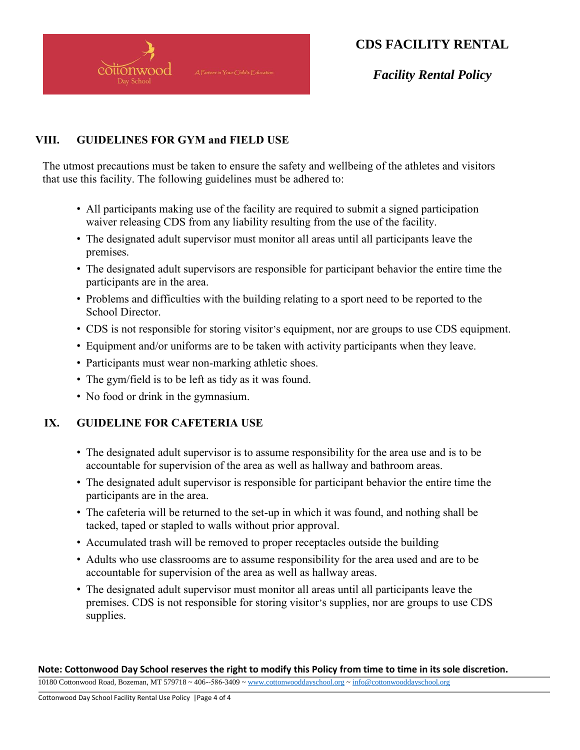# CDS FACILITY RENTAL

*Facility Rental Policy*

## VIII. GUIDELINES FOR GYM and FIELD USE

The utmost precautions must be taken to ensure the safety and wellbeing of the athletes and visitors that use this facility. The following guidelines must be adhered to:

- All participants making use of the facility are required to submit a signed participation waiver releasing CDS from any liability resulting from the use of the facility.
- The designated adult supervisor must monitor all areas until all participants leave the premises.
- The designated adult supervisors are responsible for participant behavior the entire time the participants are in the area.
- Problems and difficulties with the building relating to a sport need to be reported to the School Director.
- CDS is not responsible for storing visitor's equipment, nor are groups to use CDS equipment.
- Equipment and/or uniforms are to be taken with activity participants when they leave.
- Participants must wear non-marking athletic shoes.
- The gym/field is to be left as tidy as it was found.
- No food or drink in the gymnasium.

## IX. GUIDELINE FOR CAFETERIA USE

- The designated adult supervisor is to assume responsibility for the area use and is to be accountable for supervision of the area as well as hallway and bathroom areas.
- The designated adult supervisor is responsible for participant behavior the entire time the participants are in the area.
- The cafeteria will be returned to the set-up in which it was found, and nothing shall be tacked, taped or stapled to walls without prior approval.
- Accumulated trash will be removed to proper receptacles outside the building
- Adults who use classrooms are to assume responsibility for the area used and are to be accountable for supervision of the area as well as hallway areas.
- The designated adult supervisor must monitor all areas until all participants leave the premises. CDS is not responsible for storing visitor's supplies, nor are groups to use CDS supplies.

**Note: Cottonwood Day School reserves the right to modify this Policy from time to time in its sole discretion.**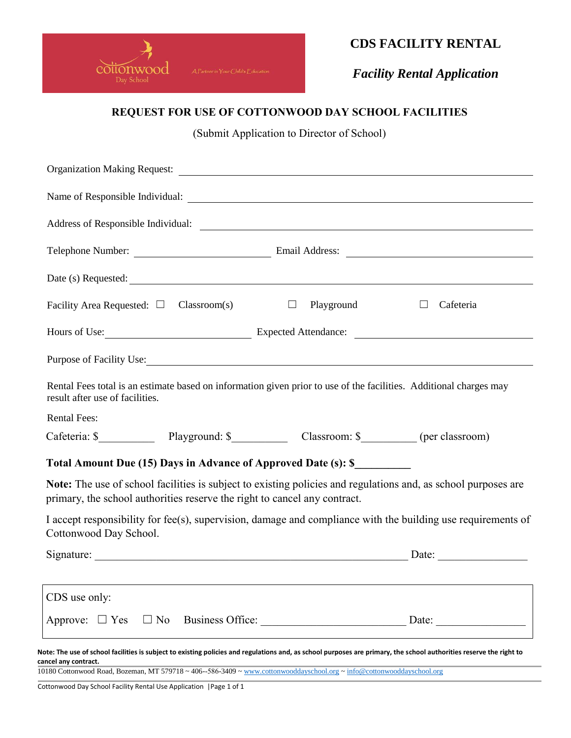cottonwood Day School — A Partner in Your Child's Education

# CDS FACILITY RENTAL

## *Facility Rental Application*

### REQUEST FOR USE OF COTTONWOOD DAY SCHOOL FACILITIES

(Submit Application to Director of School)

Organization Making Request: ______________________________

Name of Responsible Individual: ______________________________

Address of Responsible Individual: ______________________________

Telephone Number: ____________________ Email Address: ____________________

Date (s) Requested: ______________________________

Facility Area Requested: ☐ Classroom(s) ☐ Playground ☐ Cafeteria

Hours of Use: ____________________ Expected Attendance: ____________________

Purpose of Facility Use: ______________________________

Rental Fees total is an estimate based on information given prior to use of the facilities. Additional charges may result after use of facilities.

Rental Fees:

Cafeteria: $__________ Playground: $__________ Classroom: $__________ (per classroom)

**Total Amount Due (15) Days in Advance of Approved Date (s): $__________**

**Note:** The use of school facilities is subject to existing policies and regulations and, as school purposes are primary, the school authorities reserve the right to cancel any contract.

I accept responsibility for fee(s), supervision, damage and compliance with the building use requirements of Cottonwood Day School.

Signature: ______________________________ Date: ______________

CDS use only:

Approve: ☐ Yes ☐ No Business Office: ____________________ Date: ______________

**Note: The use of school facilities is subject to existing policies and regulations and, as school purposes are primary, the school authorities reserve the right to cancel any contract.**

10180 Cottonwood Road, Bozeman, MT 579718 ~ 406--586-3409 ~ www.cottonwooddayschool.org ~ info@cottonwooddayschool.org